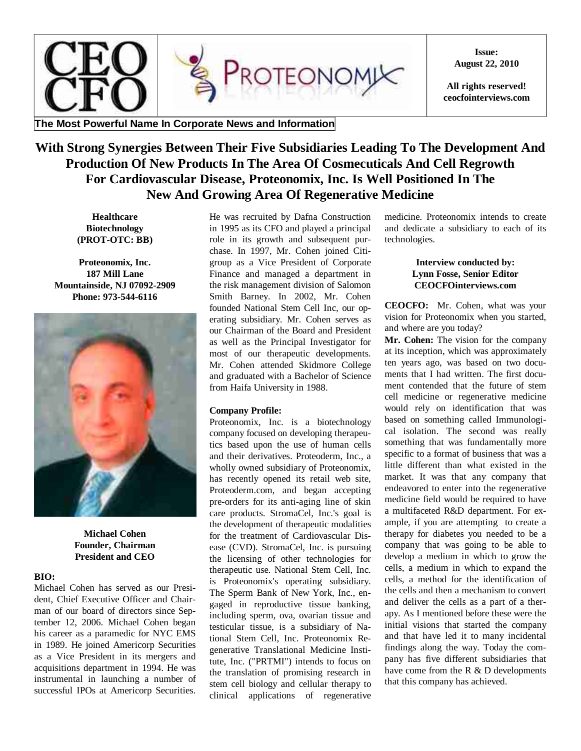Issue: August 22, 2010

All rights reserved!
ceocfointerviews.com

The Most Powerful Name In Corporate News and Information

# With Strong Synergies Between Their Five Subsidiaries Leading To The Development And Production Of New Products In The Area Of Cosmeceuticals And Cell Regrowth For Cardiovascular Disease, Proteonomix, Inc. Is Well Positioned In The New And Growing Area Of Regenerative Medicine

**Healthcare**
**Biotechnology**
**(PROT-OTC: BB)**

**Proteonomix, Inc.**
**187 Mill Lane**
**Mountainside, NJ 07092-2909**
**Phone: 973-544-6116**

**Michael Cohen**
**Founder, Chairman**
**President and CEO**

**BIO:**

Michael Cohen has served as our President, Chief Executive Officer and Chairman of our board of directors since September 12, 2006. Michael Cohen began his career as a paramedic for NYC EMS in 1989. He joined Americorp Securities as a Vice President in its mergers and acquisitions department in 1994. He was instrumental in launching a number of successful IPOs at Americorp Securities. He was recruited by Dafna Construction in 1995 as its CFO and played a principal role in its growth and subsequent purchase. In 1997, Mr. Cohen joined Citigroup as a Vice President of Corporate Finance and managed a department in the risk management division of Salomon Smith Barney. In 2002, Mr. Cohen founded National Stem Cell Inc, our operating subsidiary. Mr. Cohen serves as our Chairman of the Board and President as well as the Principal Investigator for most of our therapeutic developments. Mr. Cohen attended Skidmore College and graduated with a Bachelor of Science from Haifa University in 1988.

**Company Profile:**

Proteonomix, Inc. is a biotechnology company focused on developing therapeutics based upon the use of human cells and their derivatives. Proteoderm, Inc., a wholly owned subsidiary of Proteonomix, has recently opened its retail web site, Proteoderm.com, and began accepting pre-orders for its anti-aging line of skin care products. StromaCel, Inc.'s goal is the development of therapeutic modalities for the treatment of Cardiovascular Disease (CVD). StromaCel, Inc. is pursuing the licensing of other technologies for therapeutic use. National Stem Cell, Inc. is Proteonomix's operating subsidiary. The Sperm Bank of New York, Inc., engaged in reproductive tissue banking, including sperm, ova, ovarian tissue and testicular tissue, is a subsidiary of National Stem Cell, Inc. Proteonomix Regenerative Translational Medicine Institute, Inc. ("PRTMI") intends to focus on the translation of promising research in stem cell biology and cellular therapy to clinical applications of regenerative medicine. Proteonomix intends to create and dedicate a subsidiary to each of its technologies.

**Interview conducted by:**
**Lynn Fosse, Senior Editor**
**CEOCFOinterviews.com**

**CEOCFO:** Mr. Cohen, what was your vision for Proteonomix when you started, and where are you today?

**Mr. Cohen:** The vision for the company at its inception, which was approximately ten years ago, was based on two documents that I had written. The first document contended that the future of stem cell medicine or regenerative medicine would rely on identification that was based on something called Immunological isolation. The second was really something that was fundamentally more specific to a format of business that was a little different than what existed in the market. It was that any company that endeavored to enter into the regenerative medicine field would be required to have a multifaceted R&D department. For example, if you are attempting to create a therapy for diabetes you needed to be a company that was going to be able to develop a medium in which to grow the cells, a medium in which to expand the cells, a method for the identification of the cells and then a mechanism to convert and deliver the cells as a part of a therapy. As I mentioned before these were the initial visions that started the company and that have led it to many incidental findings along the way. Today the company has five different subsidiaries that have come from the R & D developments that this company has achieved.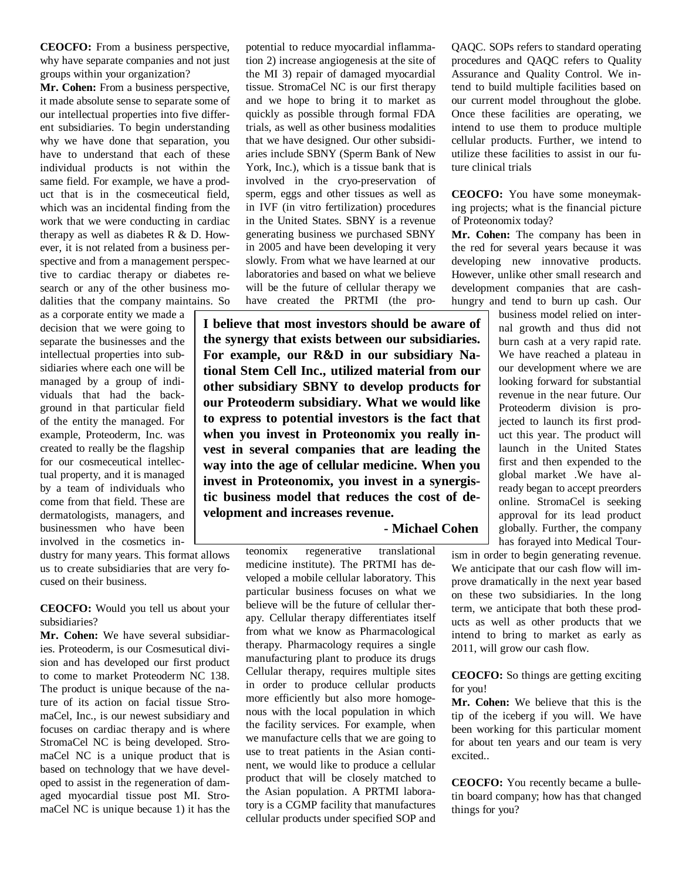**CEOCFO:** From a business perspective, why have separate companies and not just groups within your organization?

**Mr. Cohen:** From a business perspective, it made absolute sense to separate some of our intellectual properties into five different subsidiaries. To begin understanding why we have done that separation, you have to understand that each of these individual products is not within the same field. For example, we have a product that is in the cosmeceutical field, which was an incidental finding from the work that we were conducting in cardiac therapy as well as diabetes R & D. However, it is not related from a business perspective and from a management perspective to cardiac therapy or diabetes research or any of the other business modalities that the company maintains. So as a corporate entity we made a decision that we were going to separate the businesses and the intellectual properties into subsidiaries where each one will be managed by a group of individuals that had the background in that particular field of the entity the managed. For example, Proteoderm, Inc. was created to really be the flagship for our cosmeceutical intellectual property, and it is managed by a team of individuals who come from that field. These are dermatologists, managers, and businessmen who have been involved in the cosmetics industry for many years. This format allows us to create subsidiaries that are very focused on their business.

**CEOCFO:** Would you tell us about your subsidiaries?

**Mr. Cohen:** We have several subsidiaries. Proteoderm, is our Cosmesutical division and has developed our first product to come to market Proteoderm NC 138. The product is unique because of the nature of its action on facial tissue StromaCel, Inc., is our newest subsidiary and focuses on cardiac therapy and is where StromaCel NC is being developed. StromaCel NC is a unique product that is based on technology that we have developed to assist in the regeneration of damaged myocardial tissue post MI. StromaCel NC is unique because 1) it has the potential to reduce myocardial inflammation 2) increase angiogenesis at the site of the MI 3) repair of damaged myocardial tissue. StromaCel NC is our first therapy and we hope to bring it to market as quickly as possible through formal FDA trials, as well as other business modalities that we have designed. Our other subsidiaries include SBNY (Sperm Bank of New York, Inc.), which is a tissue bank that is involved in the cryo-preservation of sperm, eggs and other tissues as well as in IVF (in vitro fertilization) procedures in the United States. SBNY is a revenue generating business we purchased SBNY in 2005 and have been developing it very slowly. From what we have learned at our laboratories and based on what we believe will be the future of cellular therapy we have created the PRTMI (the proteonomix regenerative translational medicine institute). The PRTMI has developed a mobile cellular laboratory. This particular business focuses on what we believe will be the future of cellular therapy. Cellular therapy differentiates itself from what we know as Pharmacological therapy. Pharmacology requires a single manufacturing plant to produce its drugs Cellular therapy, requires multiple sites in order to produce cellular products more efficiently but also more homogenous with the local population in which the facility services. For example, when we manufacture cells that we are going to use to treat patients in the Asian continent, we would like to produce a cellular product that will be closely matched to the Asian population. A PRTMI laboratory is a CGMP facility that manufactures cellular products under specified SOP and QAQC. SOPs refers to standard operating procedures and QAQC refers to Quality Assurance and Quality Control. We intend to build multiple facilities based on our current model throughout the globe. Once these facilities are operating, we intend to use them to produce multiple cellular products. Further, we intend to utilize these facilities to assist in our future clinical trials

> **I believe that most investors should be aware of the synergy that exists between our subsidiaries. For example, our R&D in our subsidiary National Stem Cell Inc., utilized material from our other subsidiary SBNY to develop products for our Proteoderm subsidiary. What we would like to express to potential investors is the fact that when you invest in Proteonomix you really invest in several companies that are leading the way into the age of cellular medicine. When you invest in Proteonomix, you invest in a synergistic business model that reduces the cost of development and increases revenue.**
>
> **- Michael Cohen**

**CEOCFO:** You have some moneymaking projects; what is the financial picture of Proteonomix today?

**Mr. Cohen:** The company has been in the red for several years because it was developing new innovative products. However, unlike other small research and development companies that are cash-hungry and tend to burn up cash. Our business model relied on internal growth and thus did not burn cash at a very rapid rate. We have reached a plateau in our development where we are looking forward for substantial revenue in the near future. Our Proteoderm division is projected to launch its first product this year. The product will launch in the United States first and then expended to the global market .We have already began to accept preorders online. StromaCel is seeking approval for its lead product globally. Further, the company has forayed into Medical Tourism in order to begin generating revenue. We anticipate that our cash flow will improve dramatically in the next year based on these two subsidiaries. In the long term, we anticipate that both these products as well as other products that we intend to bring to market as early as 2011, will grow our cash flow.

**CEOCFO:** So things are getting exciting for you!

**Mr. Cohen:** We believe that this is the tip of the iceberg if you will. We have been working for this particular moment for about ten years and our team is very excited..

**CEOCFO:** You recently became a bulletin board company; how has that changed things for you?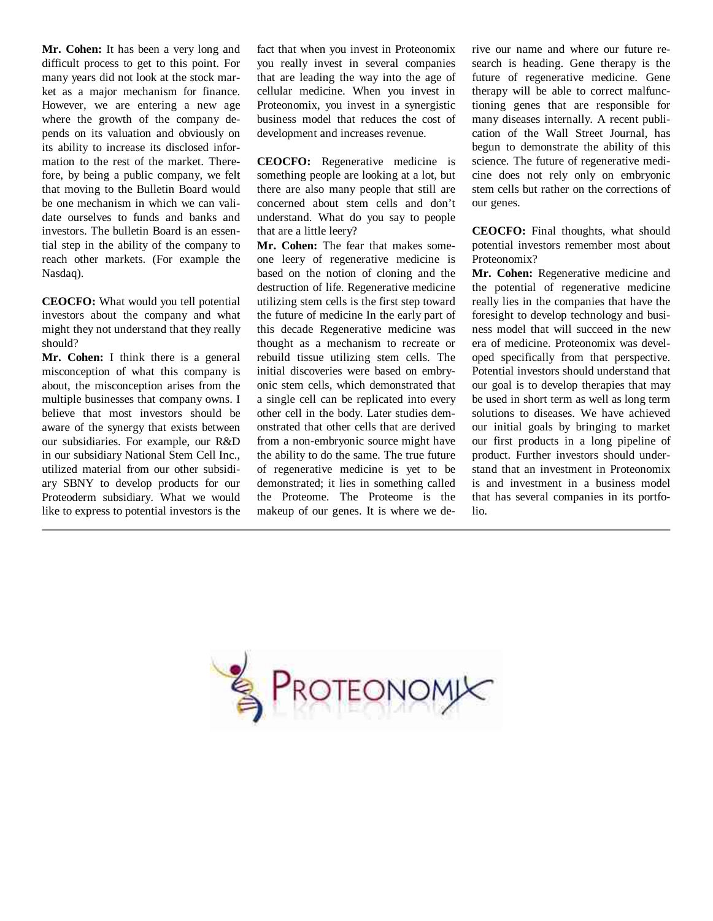**Mr. Cohen:** It has been a very long and difficult process to get to this point. For many years did not look at the stock market as a major mechanism for finance. However, we are entering a new age where the growth of the company depends on its valuation and obviously on its ability to increase its disclosed information to the rest of the market. Therefore, by being a public company, we felt that moving to the Bulletin Board would be one mechanism in which we can validate ourselves to funds and banks and investors. The bulletin Board is an essential step in the ability of the company to reach other markets. (For example the Nasdaq).

**CEOCFO:** What would you tell potential investors about the company and what might they not understand that they really should?

**Mr. Cohen:** I think there is a general misconception of what this company is about, the misconception arises from the multiple businesses that company owns. I believe that most investors should be aware of the synergy that exists between our subsidiaries. For example, our R&D in our subsidiary National Stem Cell Inc., utilized material from our other subsidiary SBNY to develop products for our Proteoderm subsidiary. What we would like to express to potential investors is the fact that when you invest in Proteonomix you really invest in several companies that are leading the way into the age of cellular medicine. When you invest in Proteonomix, you invest in a synergistic business model that reduces the cost of development and increases revenue.

**CEOCFO:** Regenerative medicine is something people are looking at a lot, but there are also many people that still are concerned about stem cells and don't understand. What do you say to people that are a little leery?

**Mr. Cohen:** The fear that makes someone leery of regenerative medicine is based on the notion of cloning and the destruction of life. Regenerative medicine utilizing stem cells is the first step toward the future of medicine In the early part of this decade Regenerative medicine was thought as a mechanism to recreate or rebuild tissue utilizing stem cells. The initial discoveries were based on embryonic stem cells, which demonstrated that a single cell can be replicated into every other cell in the body. Later studies demonstrated that other cells that are derived from a non-embryonic source might have the ability to do the same. The true future of regenerative medicine is yet to be demonstrated; it lies in something called the Proteome. The Proteome is the makeup of our genes. It is where we derive our name and where our future research is heading. Gene therapy is the future of regenerative medicine. Gene therapy will be able to correct malfunctioning genes that are responsible for many diseases internally. A recent publication of the Wall Street Journal, has begun to demonstrate the ability of this science. The future of regenerative medicine does not rely only on embryonic stem cells but rather on the corrections of our genes.

**CEOCFO:** Final thoughts, what should potential investors remember most about Proteonomix?

**Mr. Cohen:** Regenerative medicine and the potential of regenerative medicine really lies in the companies that have the foresight to develop technology and business model that will succeed in the new era of medicine. Proteonomix was developed specifically from that perspective. Potential investors should understand that our goal is to develop therapies that may be used in short term as well as long term solutions to diseases. We have achieved our initial goals by bringing to market our first products in a long pipeline of product. Further investors should understand that an investment in Proteonomix is and investment in a business model that has several companies in its portfolio.

---

PROTEONOMIX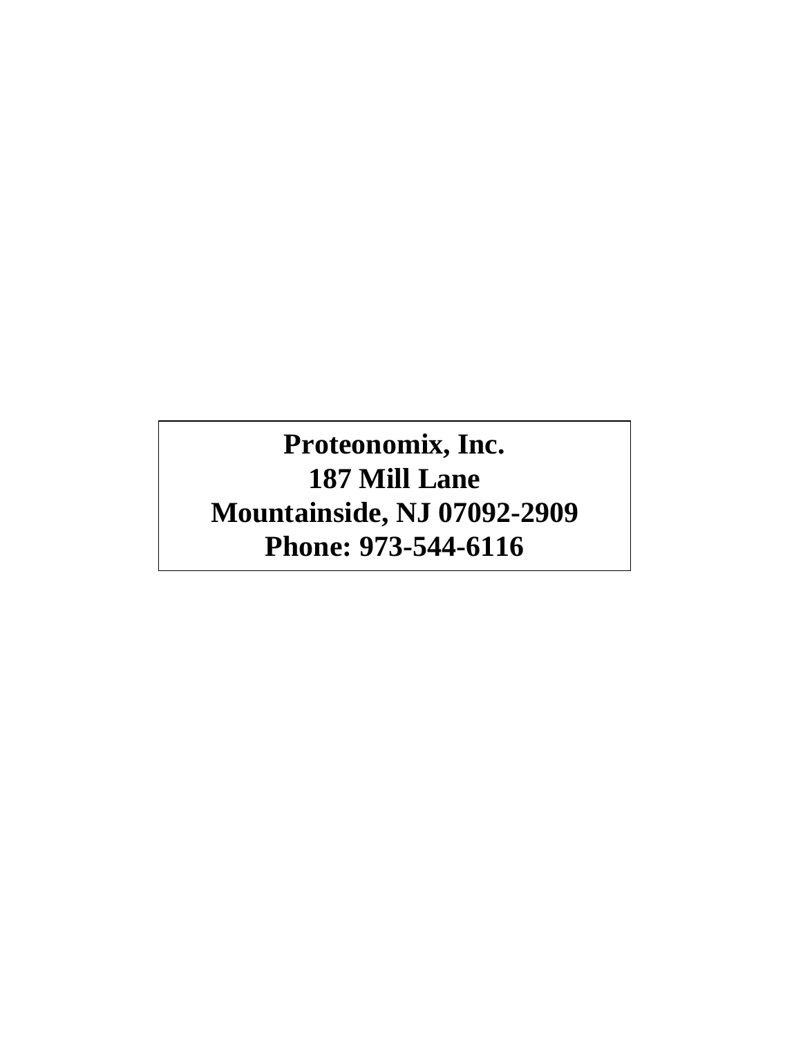**Proteonomix, Inc.**
**187 Mill Lane**
**Mountainside, NJ 07092-2909**
**Phone: 973-544-6116**